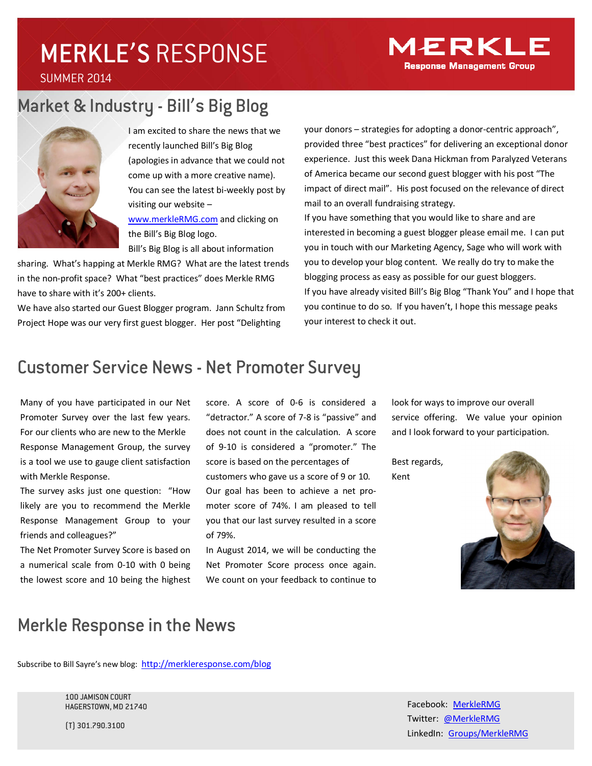# MERKLE'S RESPONSE

SUMMER 2014

MERKLE
Response Management Group

## Market & Industry - Bill's Big Blog

I am excited to share the news that we recently launched Bill's Big Blog (apologies in advance that we could not come up with a more creative name). You can see the latest bi-weekly post by visiting our website – [www.merkleRMG.com](http://www.merkleRMG.com) and clicking on the Bill's Big Blog logo.

Bill's Big Blog is all about information sharing. What's happing at Merkle RMG? What are the latest trends in the non-profit space? What "best practices" does Merkle RMG have to share with it's 200+ clients.

We have also started our Guest Blogger program. Jann Schultz from Project Hope was our very first guest blogger. Her post "Delighting your donors – strategies for adopting a donor-centric approach", provided three "best practices" for delivering an exceptional donor experience. Just this week Dana Hickman from Paralyzed Veterans of America became our second guest blogger with his post "The impact of direct mail". His post focused on the relevance of direct mail to an overall fundraising strategy.

If you have something that you would like to share and are interested in becoming a guest blogger please email me. I can put you in touch with our Marketing Agency, Sage who will work with you to develop your blog content. We really do try to make the blogging process as easy as possible for our guest bloggers.

If you have already visited Bill's Big Blog "Thank You" and I hope that you continue to do so. If you haven't, I hope this message peaks your interest to check it out.

## Customer Service News - Net Promoter Survey

Many of you have participated in our Net Promoter Survey over the last few years. For our clients who are new to the Merkle Response Management Group, the survey is a tool we use to gauge client satisfaction with Merkle Response.

The survey asks just one question: "How likely are you to recommend the Merkle Response Management Group to your friends and colleagues?"

The Net Promoter Survey Score is based on a numerical scale from 0-10 with 0 being the lowest score and 10 being the highest score. A score of 0-6 is considered a "detractor." A score of 7-8 is "passive" and does not count in the calculation. A score of 9-10 is considered a "promoter." The score is based on the percentages of customers who gave us a score of 9 or 10.

Our goal has been to achieve a net promoter score of 74%. I am pleased to tell you that our last survey resulted in a score of 79%.

In August 2014, we will be conducting the Net Promoter Score process once again. We count on your feedback to continue to look for ways to improve our overall service offering. We value your opinion and I look forward to your participation.

Best regards,

Kent

## Merkle Response in the News

Subscribe to Bill Sayre's new blog: [http://merkleresponse.com/blog](http://merkleresponse.com/blog)

100 JAMISON COURT
HAGERSTOWN, MD 21740

(T) 301.790.3100

Facebook: MerkleRMG
Twitter: @MerkleRMG
LinkedIn: Groups/MerkleRMG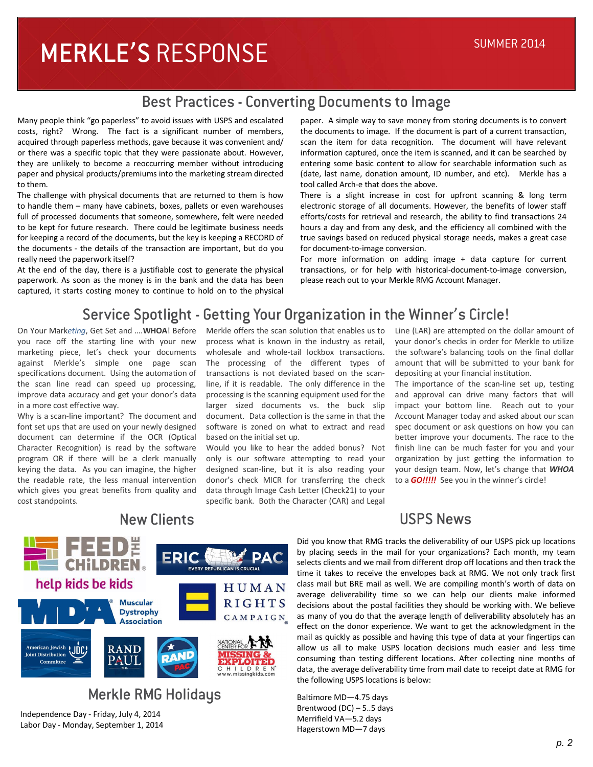# MERKLE'S RESPONSE

SUMMER 2014

## Best Practices - Converting Documents to Image

Many people think "go paperless" to avoid issues with USPS and escalated costs, right? Wrong. The fact is a significant number of members, acquired through paperless methods, gave because it was convenient and/or there was a specific topic that they were passionate about. However, they are unlikely to become a reoccurring member without introducing paper and physical products/premiums into the marketing stream directed to them.

The challenge with physical documents that are returned to them is how to handle them – many have cabinets, boxes, pallets or even warehouses full of processed documents that someone, somewhere, felt were needed to be kept for future research. There could be legitimate business needs for keeping a record of the documents, but the key is keeping a RECORD of the documents - the details of the transaction are important, but do you really need the paperwork itself?

At the end of the day, there is a justifiable cost to generate the physical paperwork. As soon as the money is in the bank and the data has been captured, it starts costing money to continue to hold on to the physical paper. A simple way to save money from storing documents is to convert the documents to image. If the document is part of a current transaction, scan the item for data recognition. The document will have relevant information captured, once the item is scanned, and it can be searched by entering some basic content to allow for searchable information such as (date, last name, donation amount, ID number, and etc). Merkle has a tool called Arch-e that does the above.

There is a slight increase in cost for upfront scanning & long term electronic storage of all documents. However, the benefits of lower staff efforts/costs for retrieval and research, the ability to find transactions 24 hours a day and from any desk, and the efficiency all combined with the true savings based on reduced physical storage needs, makes a great case for document-to-image conversion.

For more information on adding image + data capture for current transactions, or for help with historical-document-to-image conversion, please reach out to your Merkle RMG Account Manager.

## Service Spotlight - Getting Your Organization in the Winner's Circle!

On Your Mark*eting*, Get Set and ....**WHOA**! Before you race off the starting line with your new marketing piece, let's check your documents against Merkle's simple one page scan specifications document. Using the automation of the scan line read can speed up processing, improve data accuracy and get your donor's data in a more cost effective way.

Why is a scan-line important? The document and font set ups that are used on your newly designed document can determine if the OCR (Optical Character Recognition) is read by the software program OR if there will be a clerk manually keying the data. As you can imagine, the higher the readable rate, the less manual intervention which gives you great benefits from quality and cost standpoints.

Merkle offers the scan solution that enables us to process what is known in the industry as retail, wholesale and whole-tail lockbox transactions. The processing of the different types of transactions is not deviated based on the scan-line, if it is readable. The only difference in the processing is the scanning equipment used for the larger sized documents vs. the buck slip document. Data collection is the same in that the software is zoned on what to extract and read based on the initial set up.

Would you like to hear the added bonus? Not only is our software attempting to read your designed scan-line, but it is also reading your donor's check MICR for transferring the check data through Image Cash Letter (Check21) to your specific bank. Both the Character (CAR) and Legal Line (LAR) are attempted on the dollar amount of your donor's checks in order for Merkle to utilize the software's balancing tools on the final dollar amount that will be submitted to your bank for depositing at your financial institution.

The importance of the scan-line set up, testing and approval can drive many factors that will impact your bottom line. Reach out to your Account Manager today and asked about our scan spec document or ask questions on how you can better improve your documents. The race to the finish line can be much faster for you and your organization by just getting the information to your design team. Now, let's change that ***WHOA*** to a ***GO!!!!!*** See you in the winner's circle!

## New Clients

FEED THE CHILDREN – help kids be kids

ERIC PAC – EVERY REPUBLICAN IS CRUCIAL

MDA – Muscular Dystrophy Association

HUMAN RIGHTS CAMPAIGN

American Jewish Joint Distribution Committee (JDC)

RAND PAUL 2016

RAND PAC

NATIONAL CENTER FOR MISSING & EXPLOITED CHILDREN – www.missingkids.com

## Merkle RMG Holidays

Independence Day - Friday, July 4, 2014
Labor Day - Monday, September 1, 2014

## USPS News

Did you know that RMG tracks the deliverability of our USPS pick up locations by placing seeds in the mail for your organizations? Each month, my team selects clients and we mail from different drop off locations and then track the time it takes to receive the envelopes back at RMG. We not only track first class mail but BRE mail as well. We are compiling month's worth of data on average deliverability time so we can help our clients make informed decisions about the postal facilities they should be working with. We believe as many of you do that the average length of deliverability absolutely has an effect on the donor experience. We want to get the acknowledgment in the mail as quickly as possible and having this type of data at your fingertips can allow us all to make USPS location decisions much easier and less time consuming than testing different locations. After collecting nine months of data, the average deliverability time from mail date to receipt date at RMG for the following USPS locations is below:

Baltimore MD—4.75 days
Brentwood (DC) – 5..5 days
Merrifield VA—5.2 days
Hagerstown MD—7 days